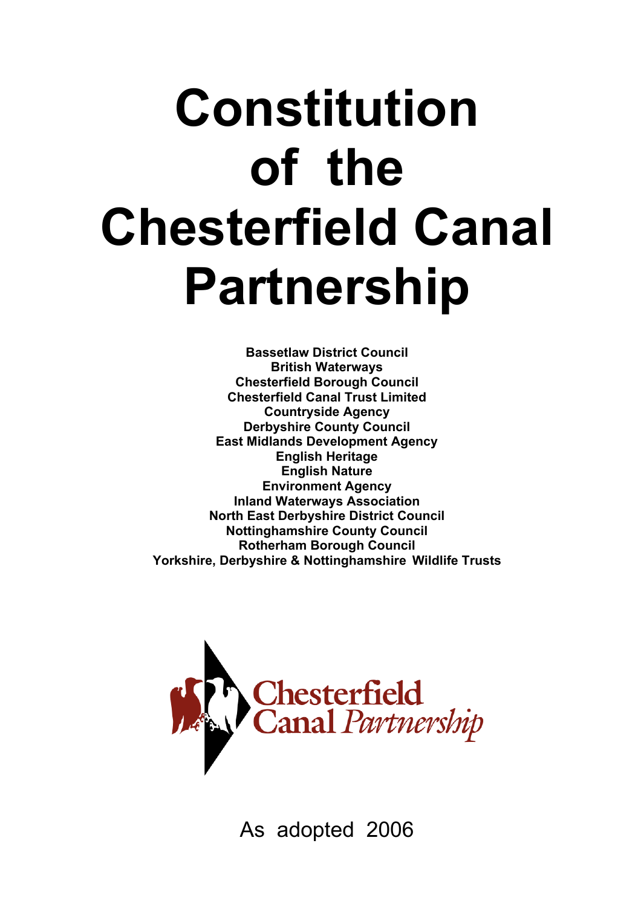# Constitution of the Chesterfield Canal Partnership

**Bassetlaw District Council**
**British Waterways**
**Chesterfield Borough Council**
**Chesterfield Canal Trust Limited**
**Countryside Agency**
**Derbyshire County Council**
**East Midlands Development Agency**
**English Heritage**
**English Nature**
**Environment Agency**
**Inland Waterways Association**
**North East Derbyshire District Council**
**Nottinghamshire County Council**
**Rotherham Borough Council**
**Yorkshire, Derbyshire & Nottinghamshire Wildlife Trusts**

Chesterfield Canal *Partnership*

As adopted 2006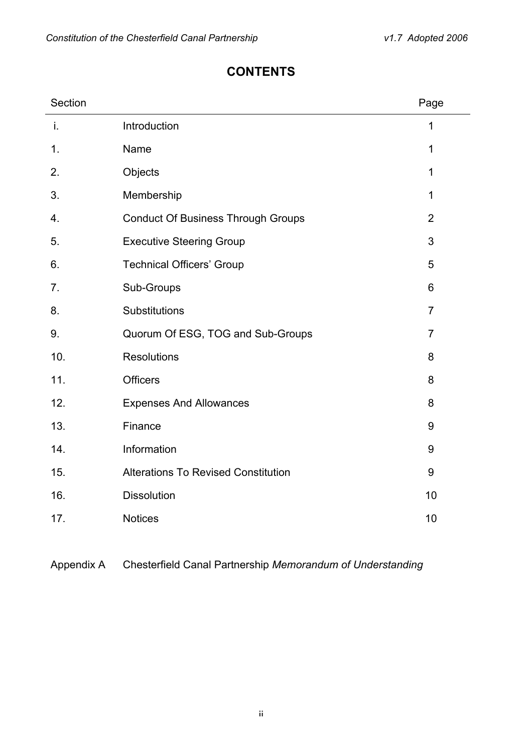# CONTENTS

| Section | | Page |
|---|---|---|
| i. | Introduction | 1 |
| 1. | Name | 1 |
| 2. | Objects | 1 |
| 3. | Membership | 1 |
| 4. | Conduct Of Business Through Groups | 2 |
| 5. | Executive Steering Group | 3 |
| 6. | Technical Officers' Group | 5 |
| 7. | Sub-Groups | 6 |
| 8. | Substitutions | 7 |
| 9. | Quorum Of ESG, TOG and Sub-Groups | 7 |
| 10. | Resolutions | 8 |
| 11. | Officers | 8 |
| 12. | Expenses And Allowances | 8 |
| 13. | Finance | 9 |
| 14. | Information | 9 |
| 15. | Alterations To Revised Constitution | 9 |
| 16. | Dissolution | 10 |
| 17. | Notices | 10 |

Appendix A Chesterfield Canal Partnership *Memorandum of Understanding*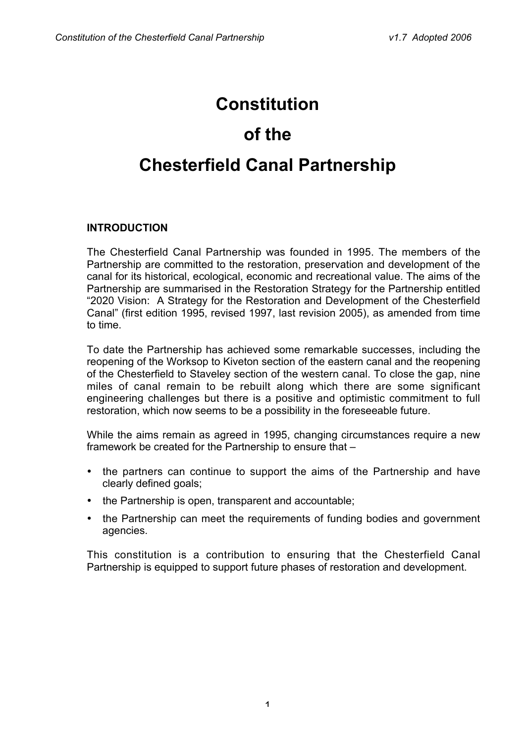# Constitution

# of the

# Chesterfield Canal Partnership

## INTRODUCTION

The Chesterfield Canal Partnership was founded in 1995. The members of the Partnership are committed to the restoration, preservation and development of the canal for its historical, ecological, economic and recreational value. The aims of the Partnership are summarised in the Restoration Strategy for the Partnership entitled "2020 Vision: A Strategy for the Restoration and Development of the Chesterfield Canal" (first edition 1995, revised 1997, last revision 2005), as amended from time to time.

To date the Partnership has achieved some remarkable successes, including the reopening of the Worksop to Kiveton section of the eastern canal and the reopening of the Chesterfield to Staveley section of the western canal. To close the gap, nine miles of canal remain to be rebuilt along which there are some significant engineering challenges but there is a positive and optimistic commitment to full restoration, which now seems to be a possibility in the foreseeable future.

While the aims remain as agreed in 1995, changing circumstances require a new framework be created for the Partnership to ensure that –

- the partners can continue to support the aims of the Partnership and have clearly defined goals;
- the Partnership is open, transparent and accountable;
- the Partnership can meet the requirements of funding bodies and government agencies.

This constitution is a contribution to ensuring that the Chesterfield Canal Partnership is equipped to support future phases of restoration and development.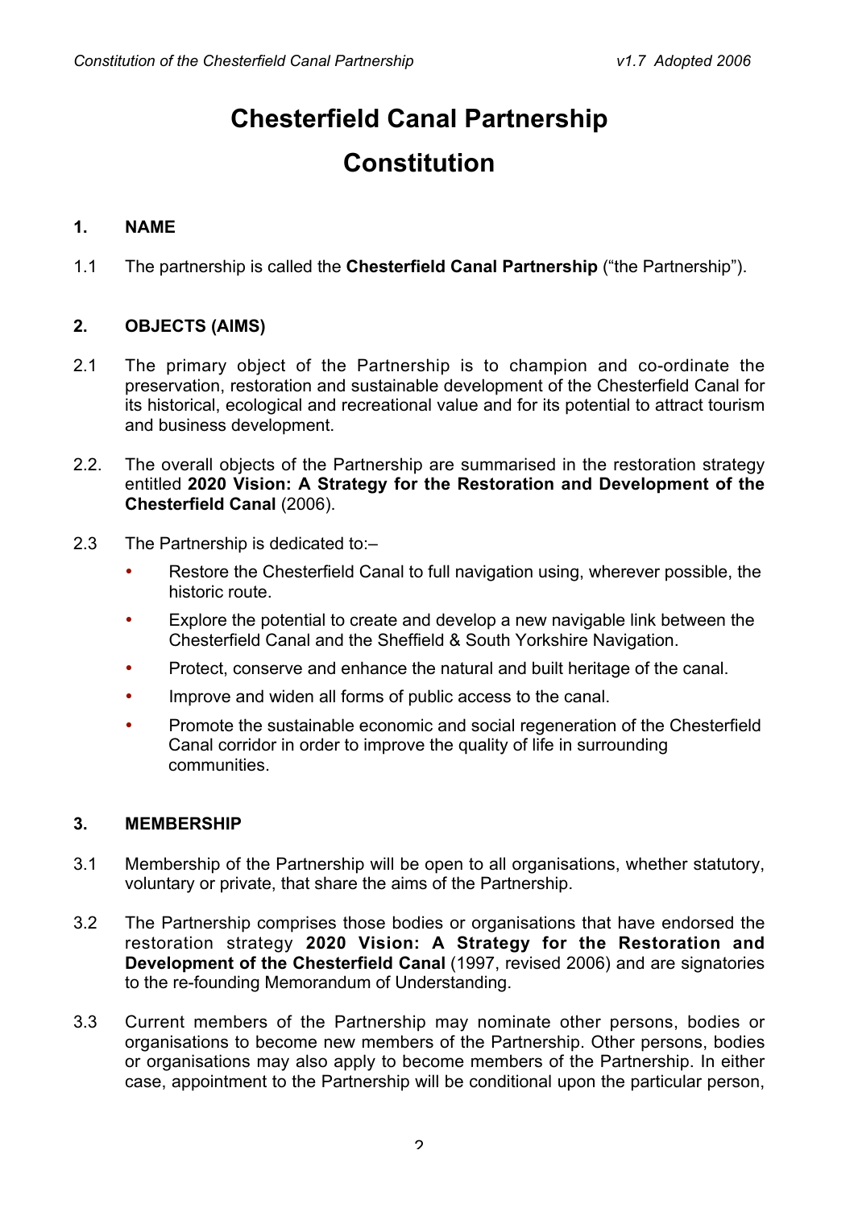# Chesterfield Canal Partnership

# Constitution

## 1. NAME

1.1 The partnership is called the **Chesterfield Canal Partnership** ("the Partnership").

## 2. OBJECTS (AIMS)

2.1 The primary object of the Partnership is to champion and co-ordinate the preservation, restoration and sustainable development of the Chesterfield Canal for its historical, ecological and recreational value and for its potential to attract tourism and business development.

2.2. The overall objects of the Partnership are summarised in the restoration strategy entitled **2020 Vision: A Strategy for the Restoration and Development of the Chesterfield Canal** (2006).

2.3 The Partnership is dedicated to:–

- Restore the Chesterfield Canal to full navigation using, wherever possible, the historic route.
- Explore the potential to create and develop a new navigable link between the Chesterfield Canal and the Sheffield & South Yorkshire Navigation.
- Protect, conserve and enhance the natural and built heritage of the canal.
- Improve and widen all forms of public access to the canal.
- Promote the sustainable economic and social regeneration of the Chesterfield Canal corridor in order to improve the quality of life in surrounding communities.

## 3. MEMBERSHIP

3.1 Membership of the Partnership will be open to all organisations, whether statutory, voluntary or private, that share the aims of the Partnership.

3.2 The Partnership comprises those bodies or organisations that have endorsed the restoration strategy **2020 Vision: A Strategy for the Restoration and Development of the Chesterfield Canal** (1997, revised 2006) and are signatories to the re-founding Memorandum of Understanding.

3.3 Current members of the Partnership may nominate other persons, bodies or organisations to become new members of the Partnership. Other persons, bodies or organisations may also apply to become members of the Partnership. In either case, appointment to the Partnership will be conditional upon the particular person,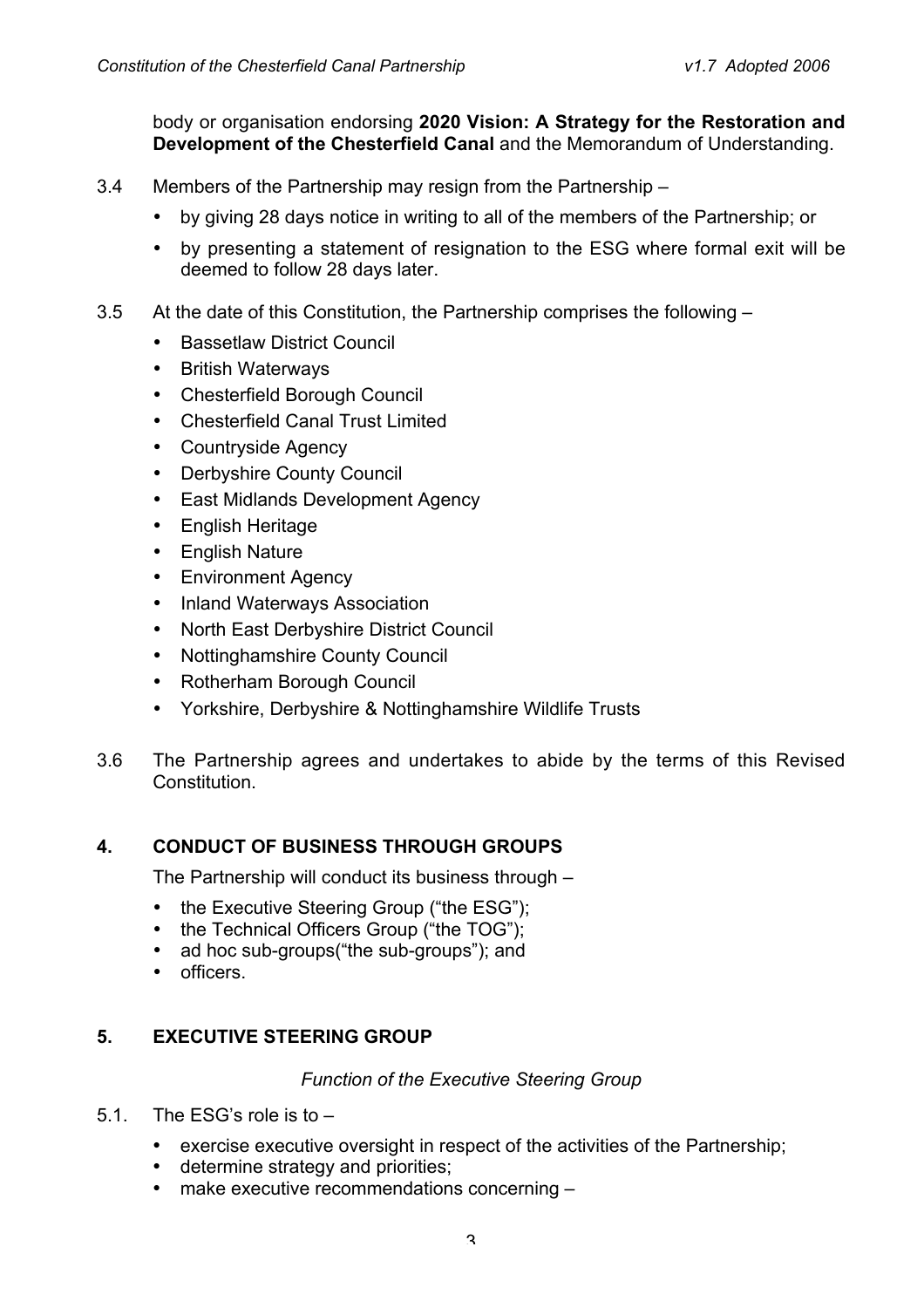body or organisation endorsing **2020 Vision: A Strategy for the Restoration and Development of the Chesterfield Canal** and the Memorandum of Understanding.

3.4 Members of the Partnership may resign from the Partnership –

- by giving 28 days notice in writing to all of the members of the Partnership; or
- by presenting a statement of resignation to the ESG where formal exit will be deemed to follow 28 days later.

3.5 At the date of this Constitution, the Partnership comprises the following –

- Bassetlaw District Council
- British Waterways
- Chesterfield Borough Council
- Chesterfield Canal Trust Limited
- Countryside Agency
- Derbyshire County Council
- East Midlands Development Agency
- English Heritage
- English Nature
- Environment Agency
- Inland Waterways Association
- North East Derbyshire District Council
- Nottinghamshire County Council
- Rotherham Borough Council
- Yorkshire, Derbyshire & Nottinghamshire Wildlife Trusts

3.6 The Partnership agrees and undertakes to abide by the terms of this Revised Constitution.

## 4. CONDUCT OF BUSINESS THROUGH GROUPS

The Partnership will conduct its business through –

- the Executive Steering Group ("the ESG");
- the Technical Officers Group ("the TOG");
- ad hoc sub-groups("the sub-groups"); and
- officers.

## 5. EXECUTIVE STEERING GROUP

*Function of the Executive Steering Group*

5.1. The ESG's role is to –

- exercise executive oversight in respect of the activities of the Partnership;
- determine strategy and priorities;
- make executive recommendations concerning –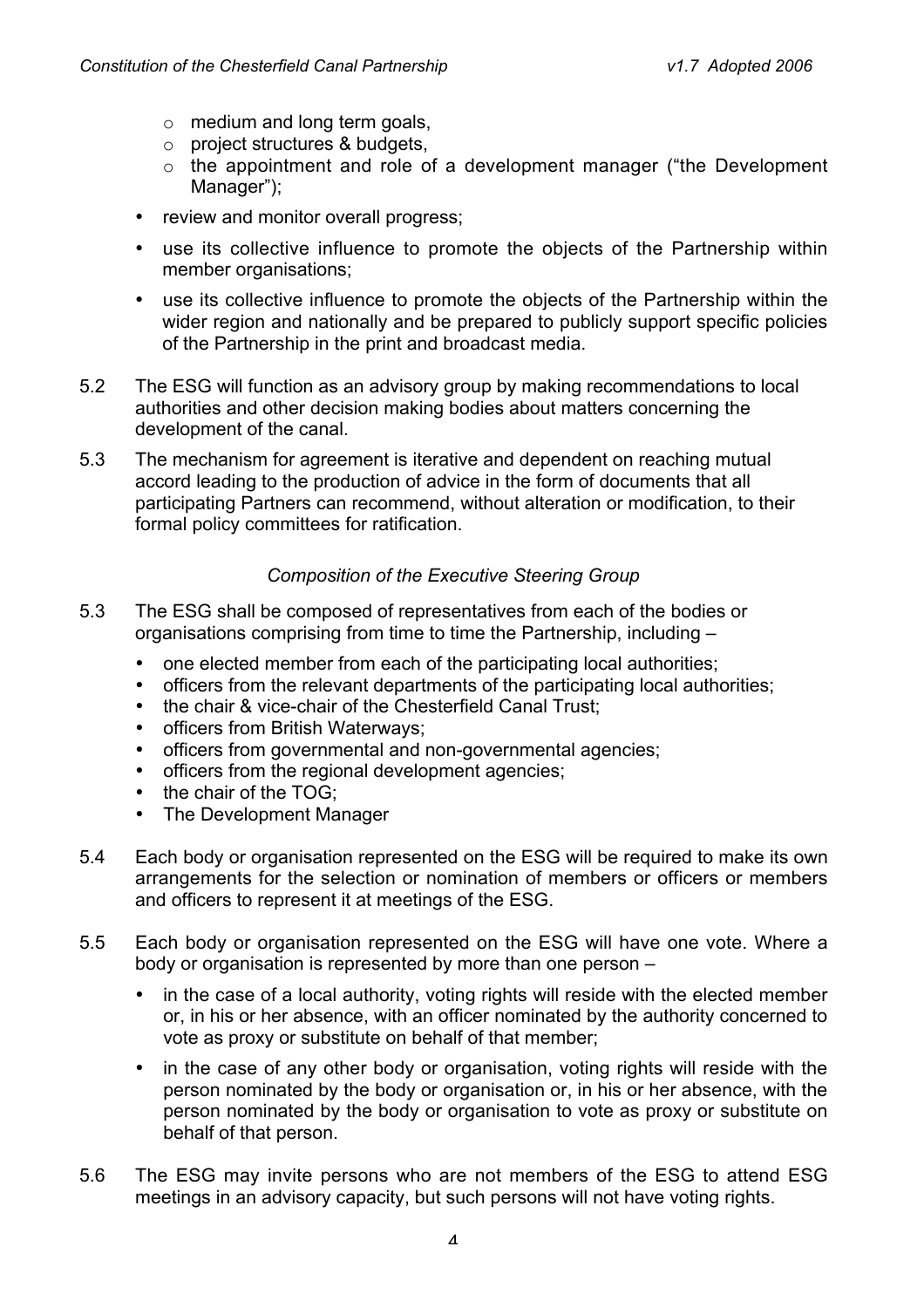- medium and long term goals,
  - project structures & budgets,
  - the appointment and role of a development manager ("the Development Manager");
- review and monitor overall progress;
- use its collective influence to promote the objects of the Partnership within member organisations;
- use its collective influence to promote the objects of the Partnership within the wider region and nationally and be prepared to publicly support specific policies of the Partnership in the print and broadcast media.

5.2 The ESG will function as an advisory group by making recommendations to local authorities and other decision making bodies about matters concerning the development of the canal.

5.3 The mechanism for agreement is iterative and dependent on reaching mutual accord leading to the production of advice in the form of documents that all participating Partners can recommend, without alteration or modification, to their formal policy committees for ratification.

*Composition of the Executive Steering Group*

5.3 The ESG shall be composed of representatives from each of the bodies or organisations comprising from time to time the Partnership, including –

- one elected member from each of the participating local authorities;
- officers from the relevant departments of the participating local authorities;
- the chair & vice-chair of the Chesterfield Canal Trust;
- officers from British Waterways;
- officers from governmental and non-governmental agencies;
- officers from the regional development agencies;
- the chair of the TOG;
- The Development Manager

5.4 Each body or organisation represented on the ESG will be required to make its own arrangements for the selection or nomination of members or officers or members and officers to represent it at meetings of the ESG.

5.5 Each body or organisation represented on the ESG will have one vote. Where a body or organisation is represented by more than one person –

- in the case of a local authority, voting rights will reside with the elected member or, in his or her absence, with an officer nominated by the authority concerned to vote as proxy or substitute on behalf of that member;
- in the case of any other body or organisation, voting rights will reside with the person nominated by the body or organisation or, in his or her absence, with the person nominated by the body or organisation to vote as proxy or substitute on behalf of that person.

5.6 The ESG may invite persons who are not members of the ESG to attend ESG meetings in an advisory capacity, but such persons will not have voting rights.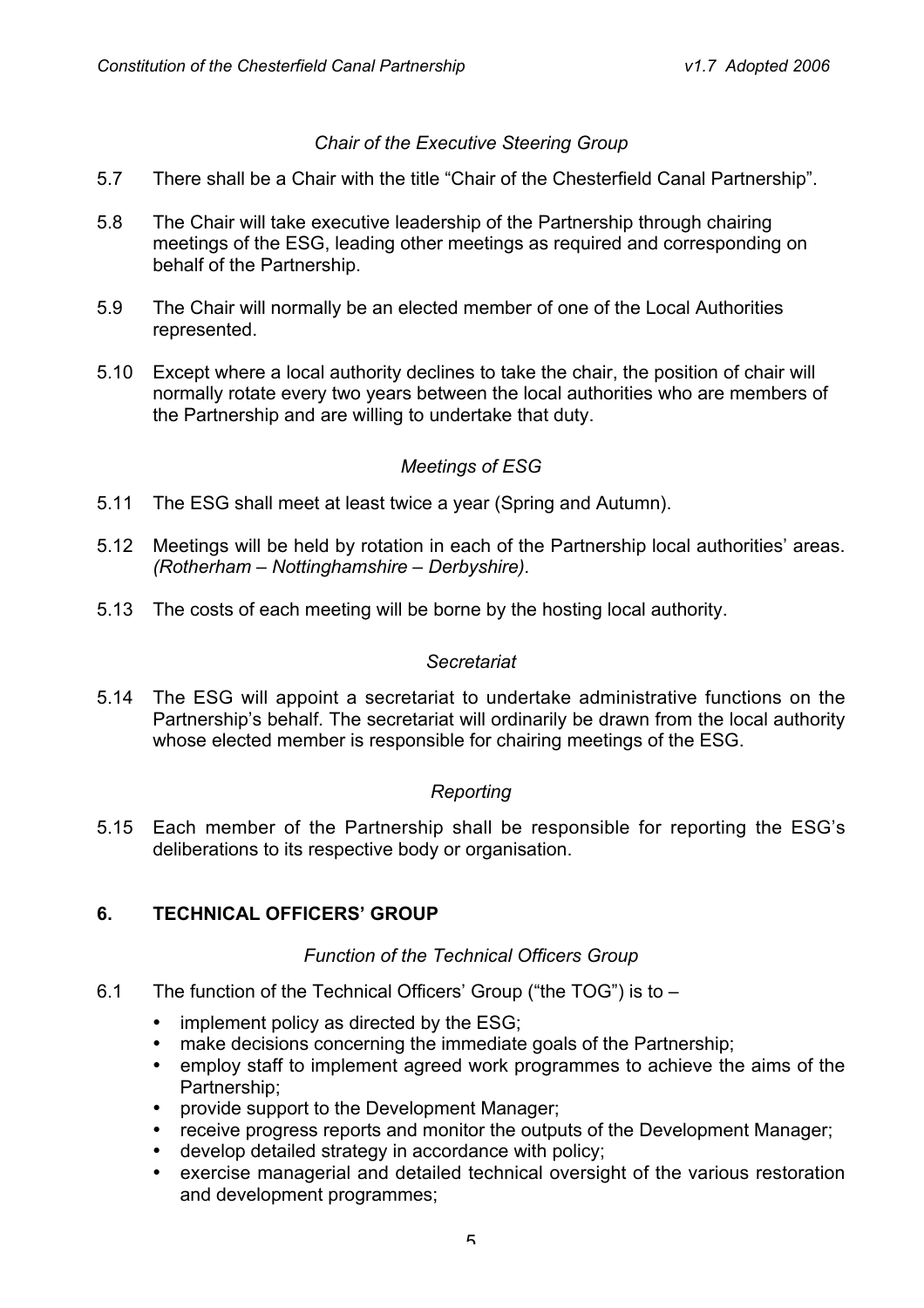*Chair of the Executive Steering Group*

5.7 There shall be a Chair with the title “Chair of the Chesterfield Canal Partnership”.

5.8 The Chair will take executive leadership of the Partnership through chairing meetings of the ESG, leading other meetings as required and corresponding on behalf of the Partnership.

5.9 The Chair will normally be an elected member of one of the Local Authorities represented.

5.10 Except where a local authority declines to take the chair, the position of chair will normally rotate every two years between the local authorities who are members of the Partnership and are willing to undertake that duty.

*Meetings of ESG*

5.11 The ESG shall meet at least twice a year (Spring and Autumn).

5.12 Meetings will be held by rotation in each of the Partnership local authorities’ areas. *(Rotherham – Nottinghamshire – Derbyshire).*

5.13 The costs of each meeting will be borne by the hosting local authority.

*Secretariat*

5.14 The ESG will appoint a secretariat to undertake administrative functions on the Partnership’s behalf. The secretariat will ordinarily be drawn from the local authority whose elected member is responsible for chairing meetings of the ESG.

*Reporting*

5.15 Each member of the Partnership shall be responsible for reporting the ESG’s deliberations to its respective body or organisation.

## 6. TECHNICAL OFFICERS’ GROUP

*Function of the Technical Officers Group*

6.1 The function of the Technical Officers’ Group (“the TOG”) is to –

- implement policy as directed by the ESG;
- make decisions concerning the immediate goals of the Partnership;
- employ staff to implement agreed work programmes to achieve the aims of the Partnership;
- provide support to the Development Manager;
- receive progress reports and monitor the outputs of the Development Manager;
- develop detailed strategy in accordance with policy;
- exercise managerial and detailed technical oversight of the various restoration and development programmes;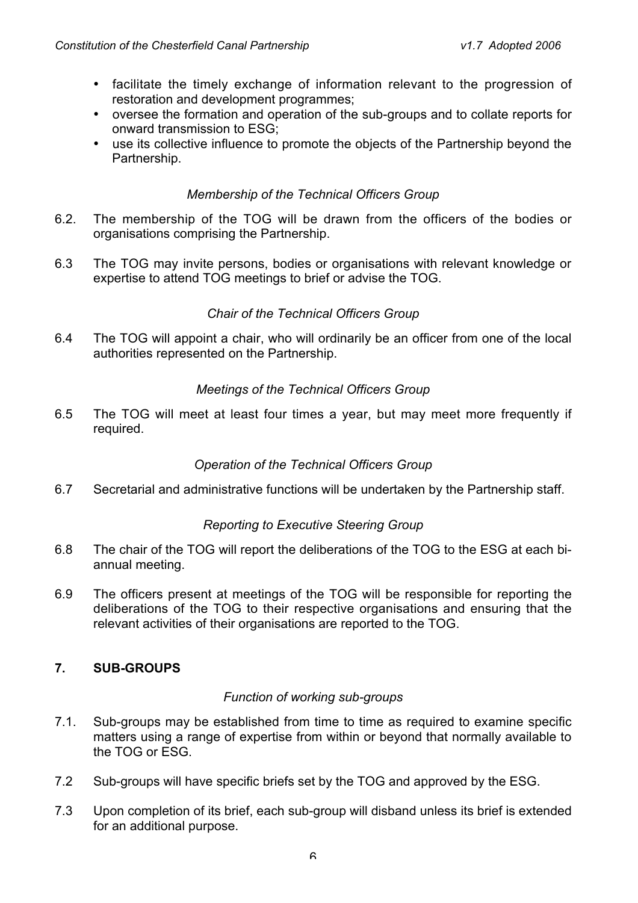- facilitate the timely exchange of information relevant to the progression of restoration and development programmes;
- oversee the formation and operation of the sub-groups and to collate reports for onward transmission to ESG;
- use its collective influence to promote the objects of the Partnership beyond the Partnership.

*Membership of the Technical Officers Group*

6.2. The membership of the TOG will be drawn from the officers of the bodies or organisations comprising the Partnership.

6.3 The TOG may invite persons, bodies or organisations with relevant knowledge or expertise to attend TOG meetings to brief or advise the TOG.

*Chair of the Technical Officers Group*

6.4 The TOG will appoint a chair, who will ordinarily be an officer from one of the local authorities represented on the Partnership.

*Meetings of the Technical Officers Group*

6.5 The TOG will meet at least four times a year, but may meet more frequently if required.

*Operation of the Technical Officers Group*

6.7 Secretarial and administrative functions will be undertaken by the Partnership staff.

*Reporting to Executive Steering Group*

6.8 The chair of the TOG will report the deliberations of the TOG to the ESG at each bi-annual meeting.

6.9 The officers present at meetings of the TOG will be responsible for reporting the deliberations of the TOG to their respective organisations and ensuring that the relevant activities of their organisations are reported to the TOG.

## 7. SUB-GROUPS

*Function of working sub-groups*

7.1. Sub-groups may be established from time to time as required to examine specific matters using a range of expertise from within or beyond that normally available to the TOG or ESG.

7.2 Sub-groups will have specific briefs set by the TOG and approved by the ESG.

7.3 Upon completion of its brief, each sub-group will disband unless its brief is extended for an additional purpose.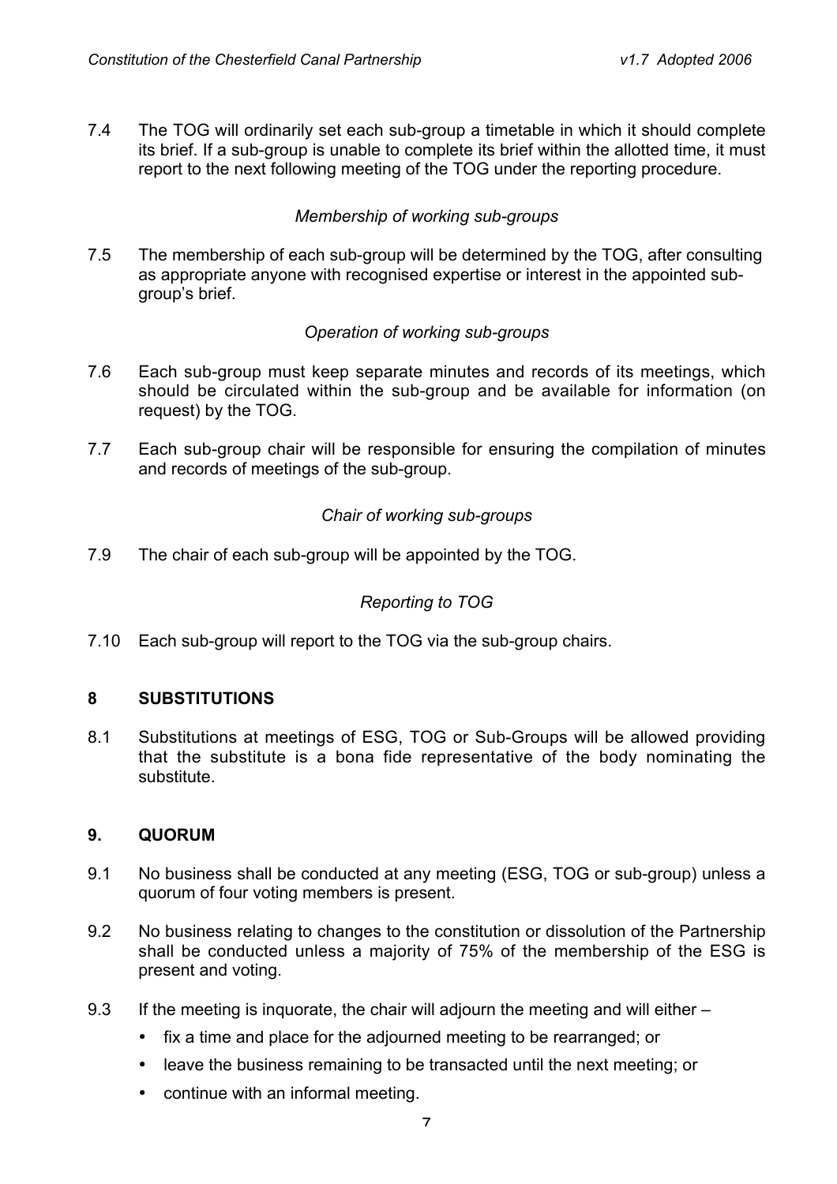7.4 The TOG will ordinarily set each sub-group a timetable in which it should complete its brief. If a sub-group is unable to complete its brief within the allotted time, it must report to the next following meeting of the TOG under the reporting procedure.

*Membership of working sub-groups*

7.5 The membership of each sub-group will be determined by the TOG, after consulting as appropriate anyone with recognised expertise or interest in the appointed sub-group's brief.

*Operation of working sub-groups*

7.6 Each sub-group must keep separate minutes and records of its meetings, which should be circulated within the sub-group and be available for information (on request) by the TOG.

7.7 Each sub-group chair will be responsible for ensuring the compilation of minutes and records of meetings of the sub-group.

*Chair of working sub-groups*

7.9 The chair of each sub-group will be appointed by the TOG.

*Reporting to TOG*

7.10 Each sub-group will report to the TOG via the sub-group chairs.

## 8 SUBSTITUTIONS

8.1 Substitutions at meetings of ESG, TOG or Sub-Groups will be allowed providing that the substitute is a bona fide representative of the body nominating the substitute.

## 9. QUORUM

9.1 No business shall be conducted at any meeting (ESG, TOG or sub-group) unless a quorum of four voting members is present.

9.2 No business relating to changes to the constitution or dissolution of the Partnership shall be conducted unless a majority of 75% of the membership of the ESG is present and voting.

9.3 If the meeting is inquorate, the chair will adjourn the meeting and will either –

- fix a time and place for the adjourned meeting to be rearranged; or
- leave the business remaining to be transacted until the next meeting; or
- continue with an informal meeting.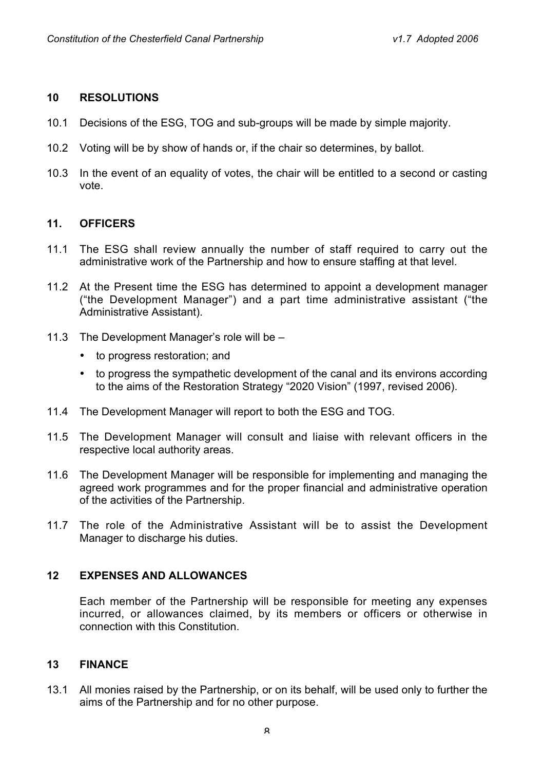## 10 RESOLUTIONS

10.1 Decisions of the ESG, TOG and sub-groups will be made by simple majority.

10.2 Voting will be by show of hands or, if the chair so determines, by ballot.

10.3 In the event of an equality of votes, the chair will be entitled to a second or casting vote.

## 11. OFFICERS

11.1 The ESG shall review annually the number of staff required to carry out the administrative work of the Partnership and how to ensure staffing at that level.

11.2 At the Present time the ESG has determined to appoint a development manager ("the Development Manager") and a part time administrative assistant ("the Administrative Assistant).

11.3 The Development Manager's role will be –

- to progress restoration; and
- to progress the sympathetic development of the canal and its environs according to the aims of the Restoration Strategy "2020 Vision" (1997, revised 2006).

11.4 The Development Manager will report to both the ESG and TOG.

11.5 The Development Manager will consult and liaise with relevant officers in the respective local authority areas.

11.6 The Development Manager will be responsible for implementing and managing the agreed work programmes and for the proper financial and administrative operation of the activities of the Partnership.

11.7 The role of the Administrative Assistant will be to assist the Development Manager to discharge his duties.

## 12 EXPENSES AND ALLOWANCES

Each member of the Partnership will be responsible for meeting any expenses incurred, or allowances claimed, by its members or officers or otherwise in connection with this Constitution.

## 13 FINANCE

13.1 All monies raised by the Partnership, or on its behalf, will be used only to further the aims of the Partnership and for no other purpose.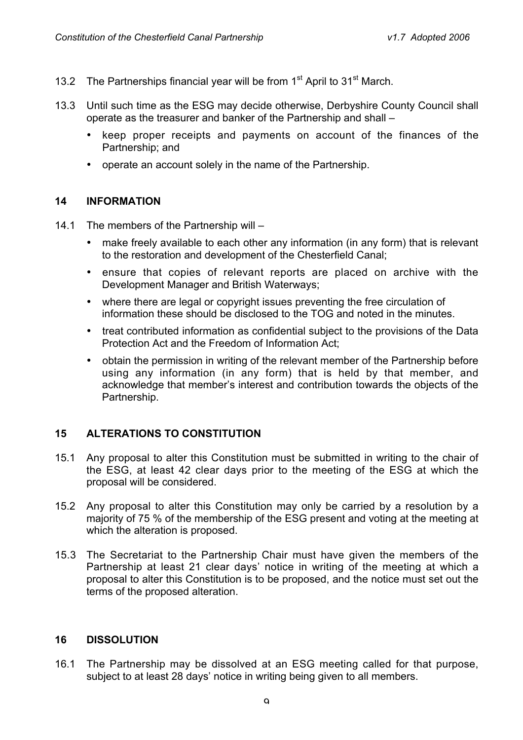13.2 The Partnerships financial year will be from 1st April to 31st March.

13.3 Until such time as the ESG may decide otherwise, Derbyshire County Council shall operate as the treasurer and banker of the Partnership and shall –

- keep proper receipts and payments on account of the finances of the Partnership; and
- operate an account solely in the name of the Partnership.

## 14 INFORMATION

14.1 The members of the Partnership will –

- make freely available to each other any information (in any form) that is relevant to the restoration and development of the Chesterfield Canal;
- ensure that copies of relevant reports are placed on archive with the Development Manager and British Waterways;
- where there are legal or copyright issues preventing the free circulation of information these should be disclosed to the TOG and noted in the minutes.
- treat contributed information as confidential subject to the provisions of the Data Protection Act and the Freedom of Information Act;
- obtain the permission in writing of the relevant member of the Partnership before using any information (in any form) that is held by that member, and acknowledge that member's interest and contribution towards the objects of the Partnership.

## 15 ALTERATIONS TO CONSTITUTION

15.1 Any proposal to alter this Constitution must be submitted in writing to the chair of the ESG, at least 42 clear days prior to the meeting of the ESG at which the proposal will be considered.

15.2 Any proposal to alter this Constitution may only be carried by a resolution by a majority of 75 % of the membership of the ESG present and voting at the meeting at which the alteration is proposed.

15.3 The Secretariat to the Partnership Chair must have given the members of the Partnership at least 21 clear days' notice in writing of the meeting at which a proposal to alter this Constitution is to be proposed, and the notice must set out the terms of the proposed alteration.

## 16 DISSOLUTION

16.1 The Partnership may be dissolved at an ESG meeting called for that purpose, subject to at least 28 days' notice in writing being given to all members.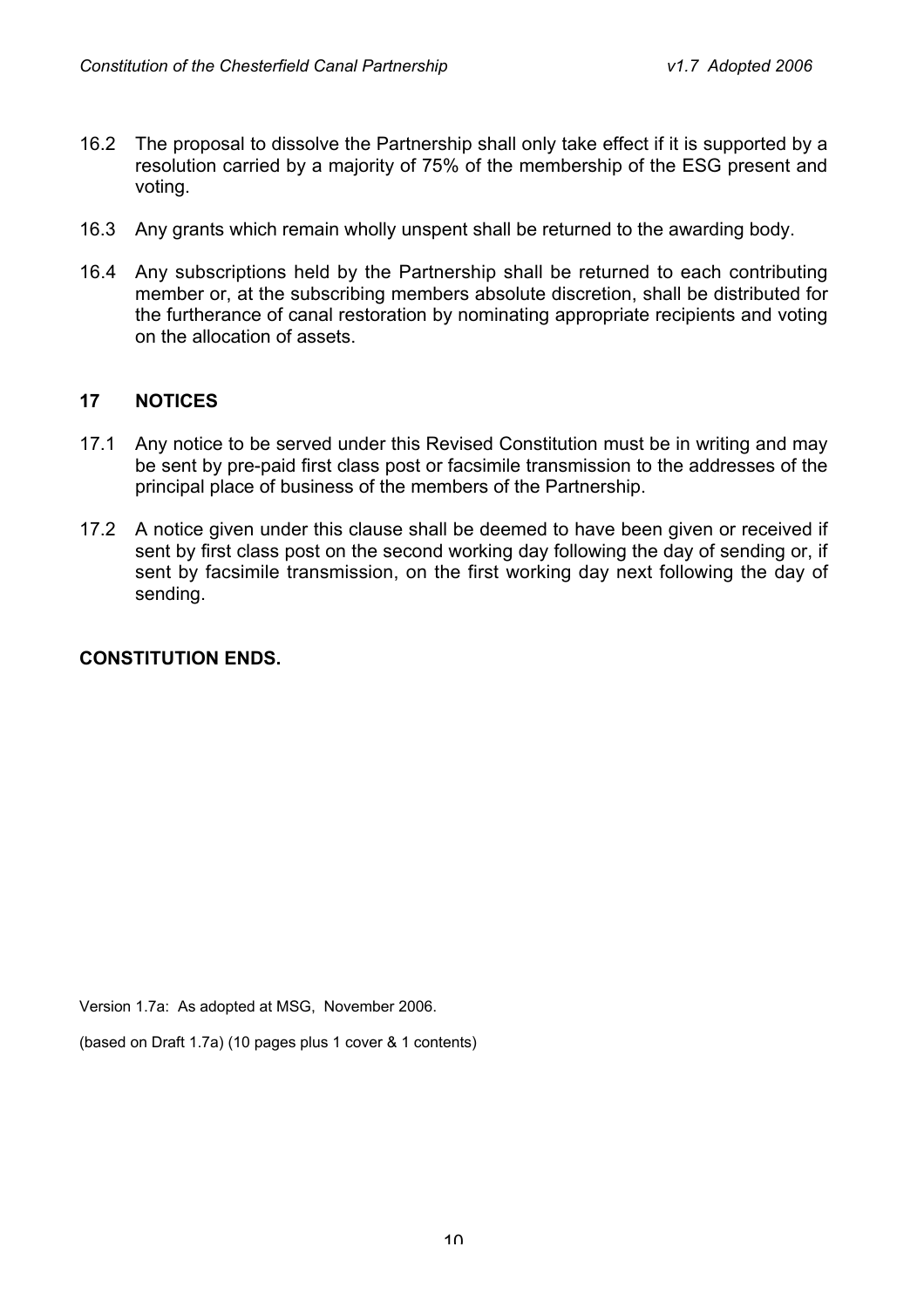16.2 The proposal to dissolve the Partnership shall only take effect if it is supported by a resolution carried by a majority of 75% of the membership of the ESG present and voting.

16.3 Any grants which remain wholly unspent shall be returned to the awarding body.

16.4 Any subscriptions held by the Partnership shall be returned to each contributing member or, at the subscribing members absolute discretion, shall be distributed for the furtherance of canal restoration by nominating appropriate recipients and voting on the allocation of assets.

## 17 NOTICES

17.1 Any notice to be served under this Revised Constitution must be in writing and may be sent by pre-paid first class post or facsimile transmission to the addresses of the principal place of business of the members of the Partnership.

17.2 A notice given under this clause shall be deemed to have been given or received if sent by first class post on the second working day following the day of sending or, if sent by facsimile transmission, on the first working day next following the day of sending.

**CONSTITUTION ENDS.**

Version 1.7a: As adopted at MSG, November 2006.

(based on Draft 1.7a) (10 pages plus 1 cover & 1 contents)